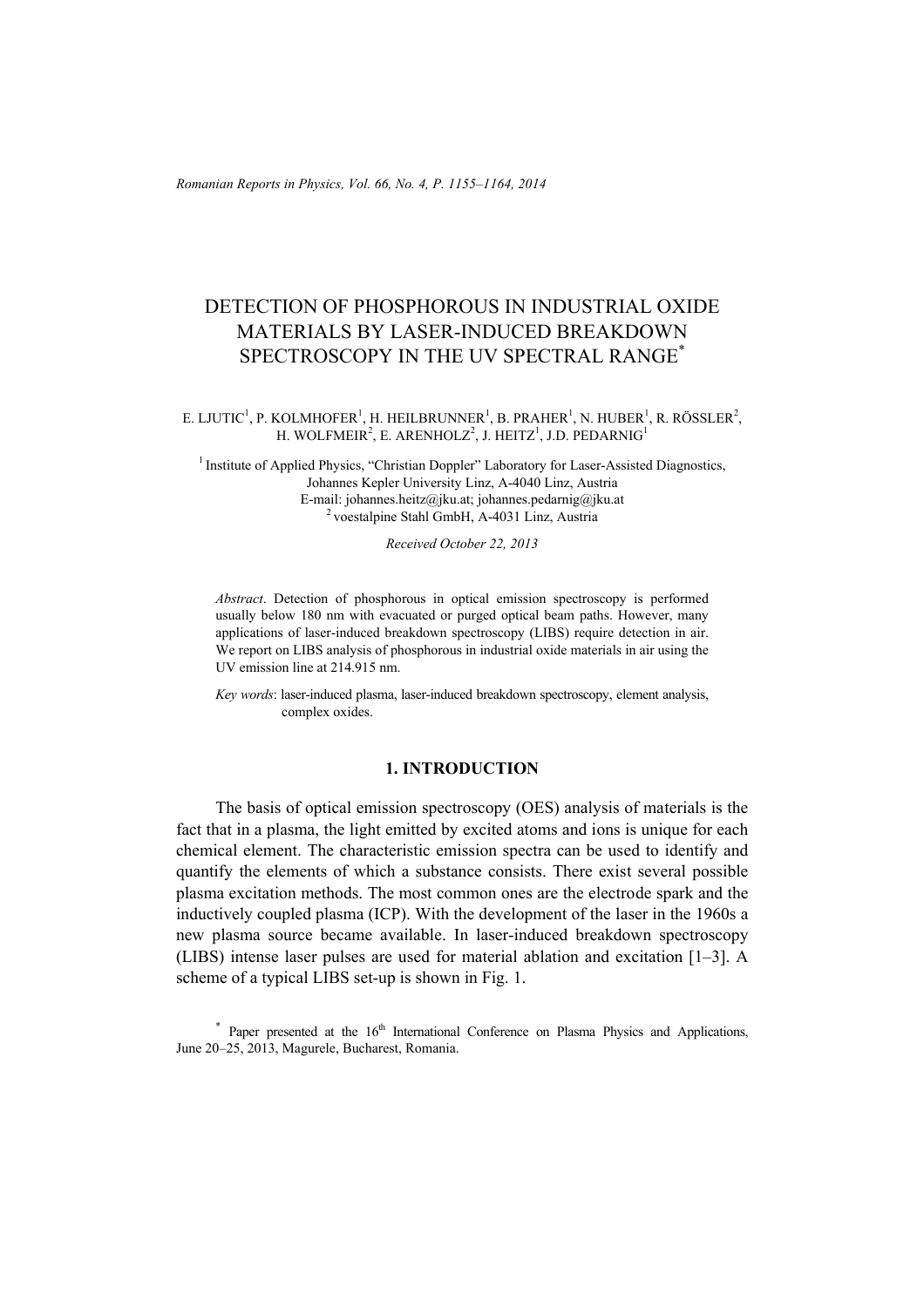# DETECTION OF PHOSPHOROUS IN INDUSTRIAL OXIDE MATERIALS BY LASER-INDUCED BREAKDOWN SPECTROSCOPY IN THE UV SPECTRAL RANGE*

E. LJUTIC[1], P. KOLMHOFER[1], H. HEILBRUNNER[1], B. PRAHER[1], N. HUBER[1], R. RÖSSLER[2], H. WOLFMEIR[2], E. ARENHOLZ[2], J. HEITZ[1], J.D. PEDARNIG[1]

[1] Institute of Applied Physics, "Christian Doppler" Laboratory for Laser-Assisted Diagnostics, Johannes Kepler University Linz, A-4040 Linz, Austria
E-mail: johannes.heitz@jku.at; johannes.pedarnig@jku.at
[2] voestalpine Stahl GmbH, A-4031 Linz, Austria

*Received October 22, 2013*

*Abstract*. Detection of phosphorous in optical emission spectroscopy is performed usually below 180 nm with evacuated or purged optical beam paths. However, many applications of laser-induced breakdown spectroscopy (LIBS) require detection in air. We report on LIBS analysis of phosphorous in industrial oxide materials in air using the UV emission line at 214.915 nm.

*Key words*: laser-induced plasma, laser-induced breakdown spectroscopy, element analysis, complex oxides.

## 1. INTRODUCTION

The basis of optical emission spectroscopy (OES) analysis of materials is the fact that in a plasma, the light emitted by excited atoms and ions is unique for each chemical element. The characteristic emission spectra can be used to identify and quantify the elements of which a substance consists. There exist several possible plasma excitation methods. The most common ones are the electrode spark and the inductively coupled plasma (ICP). With the development of the laser in the 1960s a new plasma source became available. In laser-induced breakdown spectroscopy (LIBS) intense laser pulses are used for material ablation and excitation [1–3]. A scheme of a typical LIBS set-up is shown in Fig. 1.

* Paper presented at the 16th International Conference on Plasma Physics and Applications, June 20–25, 2013, Magurele, Bucharest, Romania.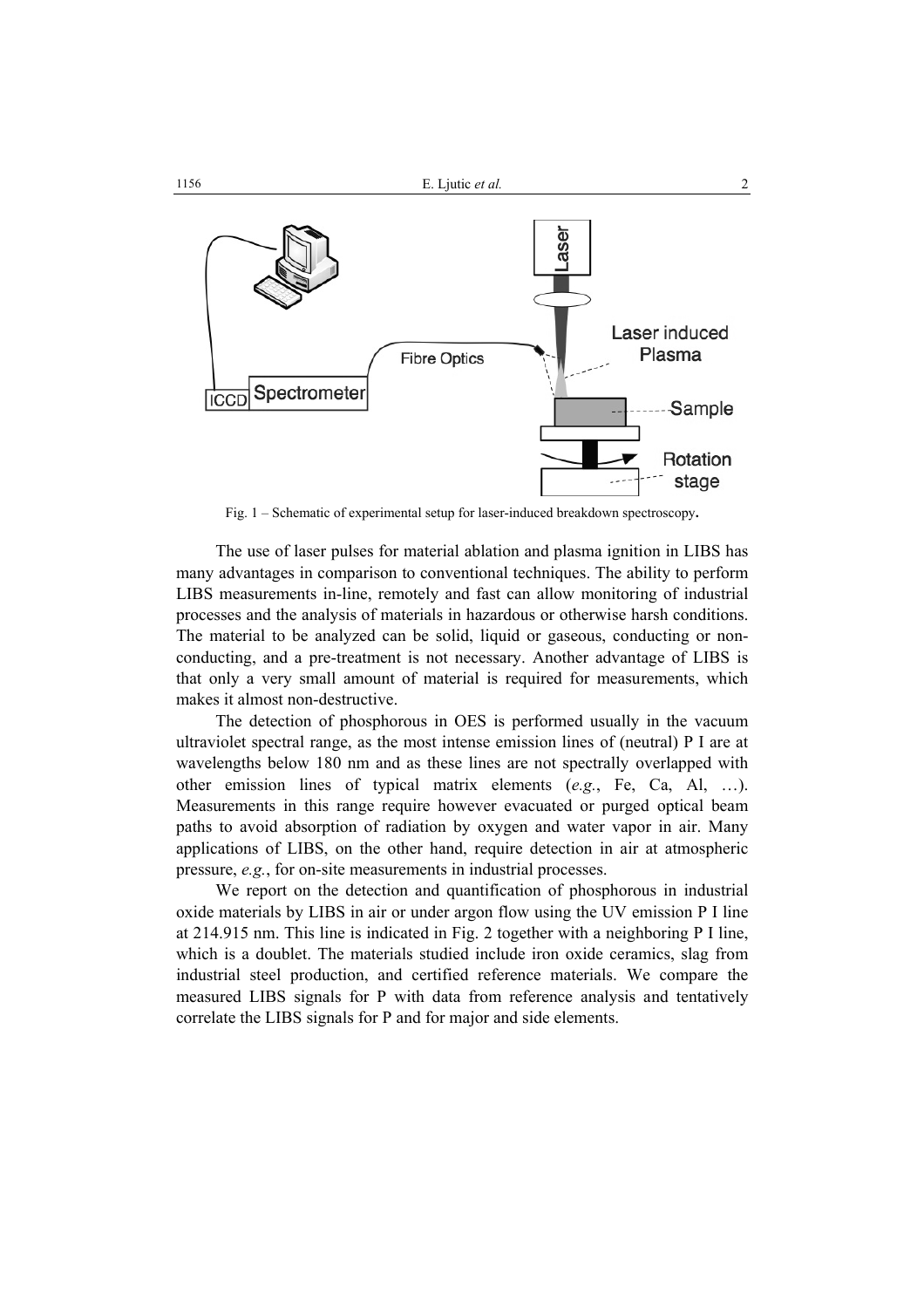Fig. 1 – Schematic of experimental setup for laser-induced breakdown spectroscopy.

The use of laser pulses for material ablation and plasma ignition in LIBS has many advantages in comparison to conventional techniques. The ability to perform LIBS measurements in-line, remotely and fast can allow monitoring of industrial processes and the analysis of materials in hazardous or otherwise harsh conditions. The material to be analyzed can be solid, liquid or gaseous, conducting or non-conducting, and a pre-treatment is not necessary. Another advantage of LIBS is that only a very small amount of material is required for measurements, which makes it almost non-destructive.

The detection of phosphorous in OES is performed usually in the vacuum ultraviolet spectral range, as the most intense emission lines of (neutral) P I are at wavelengths below 180 nm and as these lines are not spectrally overlapped with other emission lines of typical matrix elements (*e.g.*, Fe, Ca, Al, …). Measurements in this range require however evacuated or purged optical beam paths to avoid absorption of radiation by oxygen and water vapor in air. Many applications of LIBS, on the other hand, require detection in air at atmospheric pressure, *e.g.*, for on-site measurements in industrial processes.

We report on the detection and quantification of phosphorous in industrial oxide materials by LIBS in air or under argon flow using the UV emission P I line at 214.915 nm. This line is indicated in Fig. 2 together with a neighboring P I line, which is a doublet. The materials studied include iron oxide ceramics, slag from industrial steel production, and certified reference materials. We compare the measured LIBS signals for P with data from reference analysis and tentatively correlate the LIBS signals for P and for major and side elements.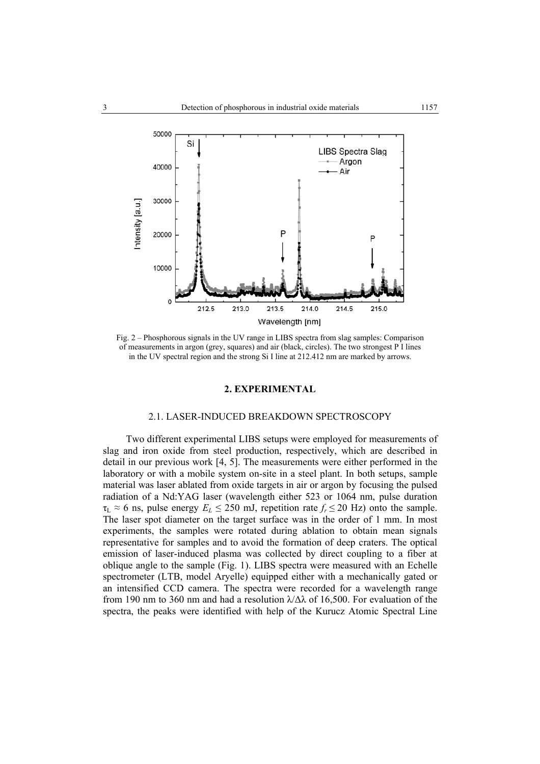Fig. 2 – Phosphorous signals in the UV range in LIBS spectra from slag samples: Comparison of measurements in argon (grey, squares) and air (black, circles). The two strongest P I lines in the UV spectral region and the strong Si I line at 212.412 nm are marked by arrows.

## 2. EXPERIMENTAL

### 2.1. LASER-INDUCED BREAKDOWN SPECTROSCOPY

Two different experimental LIBS setups were employed for measurements of slag and iron oxide from steel production, respectively, which are described in detail in our previous work [4, 5]. The measurements were either performed in the laboratory or with a mobile system on-site in a steel plant. In both setups, sample material was laser ablated from oxide targets in air or argon by focusing the pulsed radiation of a Nd:YAG laser (wavelength either 523 or 1064 nm, pulse duration $\tau_L \approx 6$ ns, pulse energy $E_L \leq 250$ mJ, repetition rate $f_r \leq 20$ Hz) onto the sample. The laser spot diameter on the target surface was in the order of 1 mm. In most experiments, the samples were rotated during ablation to obtain mean signals representative for samples and to avoid the formation of deep craters. The optical emission of laser-induced plasma was collected by direct coupling to a fiber at oblique angle to the sample (Fig. 1). LIBS spectra were measured with an Echelle spectrometer (LTB, model Aryelle) equipped either with a mechanically gated or an intensified CCD camera. The spectra were recorded for a wavelength range from 190 nm to 360 nm and had a resolution $\lambda/\Delta\lambda$ of 16,500. For evaluation of the spectra, the peaks were identified with help of the Kurucz Atomic Spectral Line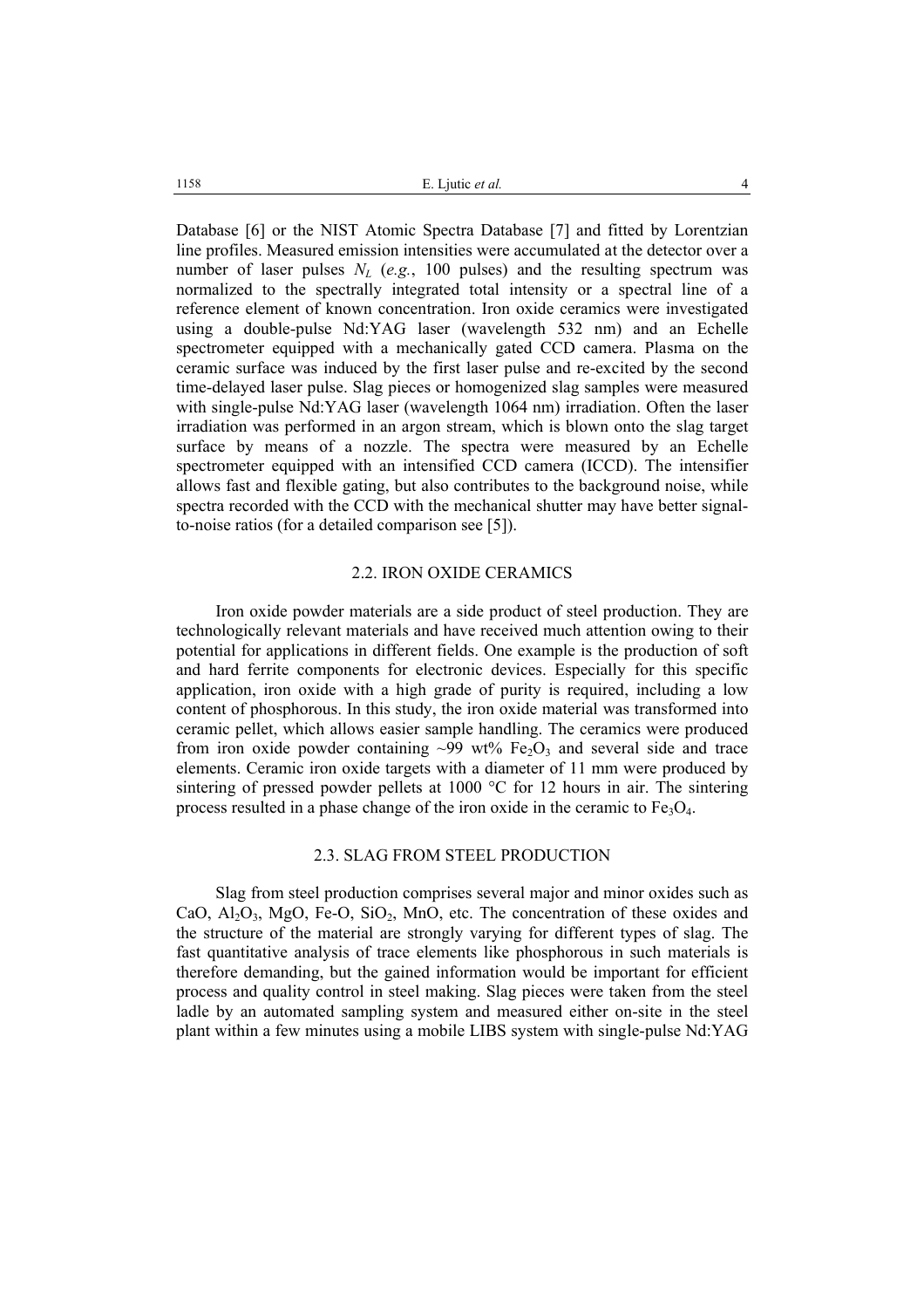Database [6] or the NIST Atomic Spectra Database [7] and fitted by Lorentzian line profiles. Measured emission intensities were accumulated at the detector over a number of laser pulses $N_L$ (*e.g.*, 100 pulses) and the resulting spectrum was normalized to the spectrally integrated total intensity or a spectral line of a reference element of known concentration. Iron oxide ceramics were investigated using a double-pulse Nd:YAG laser (wavelength 532 nm) and an Echelle spectrometer equipped with a mechanically gated CCD camera. Plasma on the ceramic surface was induced by the first laser pulse and re-excited by the second time-delayed laser pulse. Slag pieces or homogenized slag samples were measured with single-pulse Nd:YAG laser (wavelength 1064 nm) irradiation. Often the laser irradiation was performed in an argon stream, which is blown onto the slag target surface by means of a nozzle. The spectra were measured by an Echelle spectrometer equipped with an intensified CCD camera (ICCD). The intensifier allows fast and flexible gating, but also contributes to the background noise, while spectra recorded with the CCD with the mechanical shutter may have better signal-to-noise ratios (for a detailed comparison see [5]).

### 2.2. IRON OXIDE CERAMICS

Iron oxide powder materials are a side product of steel production. They are technologically relevant materials and have received much attention owing to their potential for applications in different fields. One example is the production of soft and hard ferrite components for electronic devices. Especially for this specific application, iron oxide with a high grade of purity is required, including a low content of phosphorous. In this study, the iron oxide material was transformed into ceramic pellet, which allows easier sample handling. The ceramics were produced from iron oxide powder containing ~99 wt% $Fe_2O_3$ and several side and trace elements. Ceramic iron oxide targets with a diameter of 11 mm were produced by sintering of pressed powder pellets at 1000 °C for 12 hours in air. The sintering process resulted in a phase change of the iron oxide in the ceramic to $Fe_3O_4$.

### 2.3. SLAG FROM STEEL PRODUCTION

Slag from steel production comprises several major and minor oxides such as $CaO$, $Al_2O_3$, $MgO$, Fe-O, $SiO_2$, $MnO$, etc. The concentration of these oxides and the structure of the material are strongly varying for different types of slag. The fast quantitative analysis of trace elements like phosphorous in such materials is therefore demanding, but the gained information would be important for efficient process and quality control in steel making. Slag pieces were taken from the steel ladle by an automated sampling system and measured either on-site in the steel plant within a few minutes using a mobile LIBS system with single-pulse Nd:YAG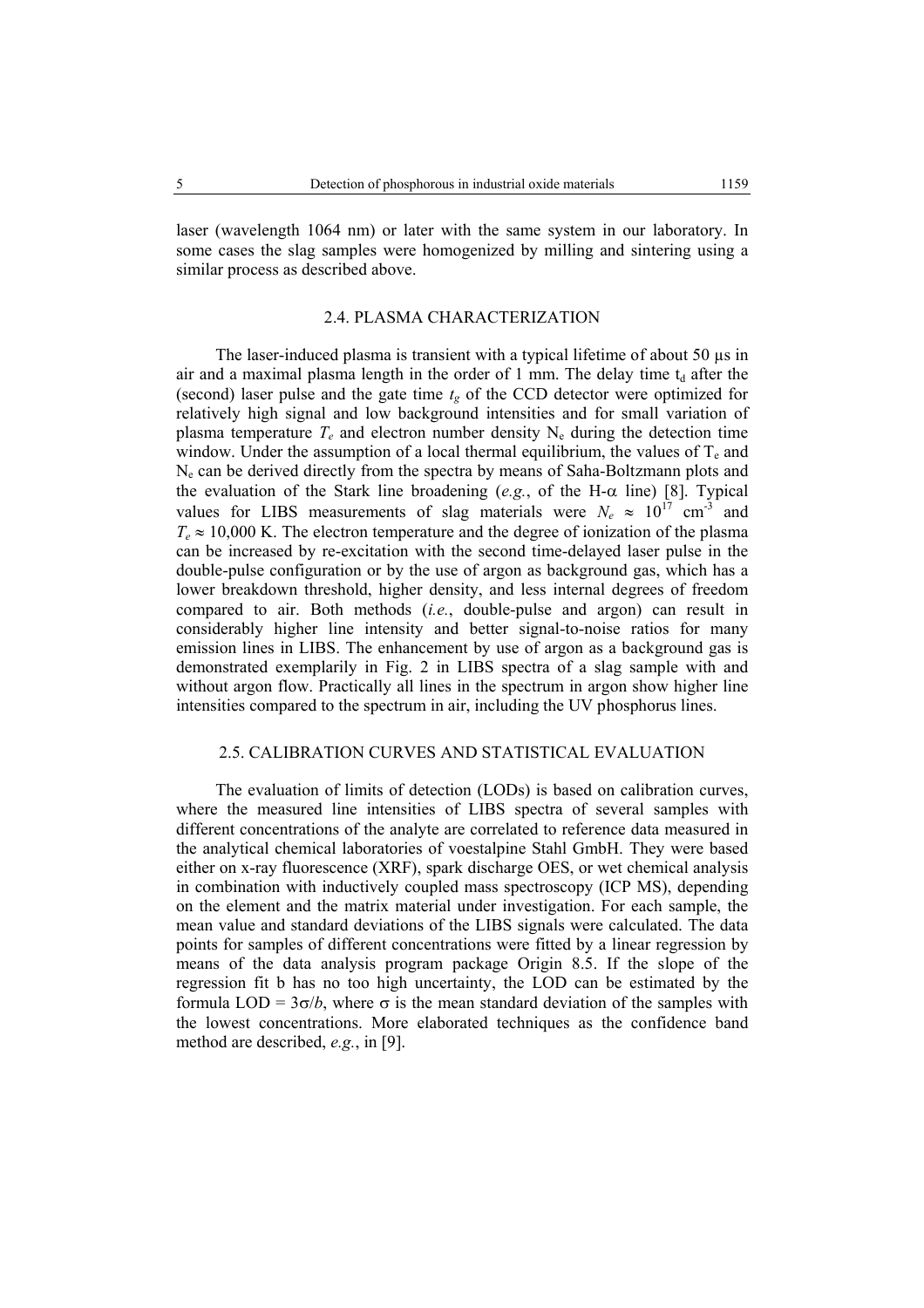laser (wavelength 1064 nm) or later with the same system in our laboratory. In some cases the slag samples were homogenized by milling and sintering using a similar process as described above.

### 2.4. PLASMA CHARACTERIZATION

The laser-induced plasma is transient with a typical lifetime of about 50 μs in air and a maximal plasma length in the order of 1 mm. The delay time $t_d$ after the (second) laser pulse and the gate time $t_g$ of the CCD detector were optimized for relatively high signal and low background intensities and for small variation of plasma temperature $T_e$ and electron number density $N_e$ during the detection time window. Under the assumption of a local thermal equilibrium, the values of $T_e$ and $N_e$ can be derived directly from the spectra by means of Saha-Boltzmann plots and the evaluation of the Stark line broadening (*e.g.*, of the H-$\alpha$ line) [8]. Typical values for LIBS measurements of slag materials were $N_e \approx 10^{17}$ cm$^{-3}$ and $T_e \approx 10{,}000$ K. The electron temperature and the degree of ionization of the plasma can be increased by re-excitation with the second time-delayed laser pulse in the double-pulse configuration or by the use of argon as background gas, which has a lower breakdown threshold, higher density, and less internal degrees of freedom compared to air. Both methods (*i.e.*, double-pulse and argon) can result in considerably higher line intensity and better signal-to-noise ratios for many emission lines in LIBS. The enhancement by use of argon as a background gas is demonstrated exemplarily in Fig. 2 in LIBS spectra of a slag sample with and without argon flow. Practically all lines in the spectrum in argon show higher line intensities compared to the spectrum in air, including the UV phosphorus lines.

### 2.5. CALIBRATION CURVES AND STATISTICAL EVALUATION

The evaluation of limits of detection (LODs) is based on calibration curves, where the measured line intensities of LIBS spectra of several samples with different concentrations of the analyte are correlated to reference data measured in the analytical chemical laboratories of voestalpine Stahl GmbH. They were based either on x-ray fluorescence (XRF), spark discharge OES, or wet chemical analysis in combination with inductively coupled mass spectroscopy (ICP MS), depending on the element and the matrix material under investigation. For each sample, the mean value and standard deviations of the LIBS signals were calculated. The data points for samples of different concentrations were fitted by a linear regression by means of the data analysis program package Origin 8.5. If the slope of the regression fit b has no too high uncertainty, the LOD can be estimated by the formula LOD = $3\sigma/b$, where $\sigma$ is the mean standard deviation of the samples with the lowest concentrations. More elaborated techniques as the confidence band method are described, *e.g.*, in [9].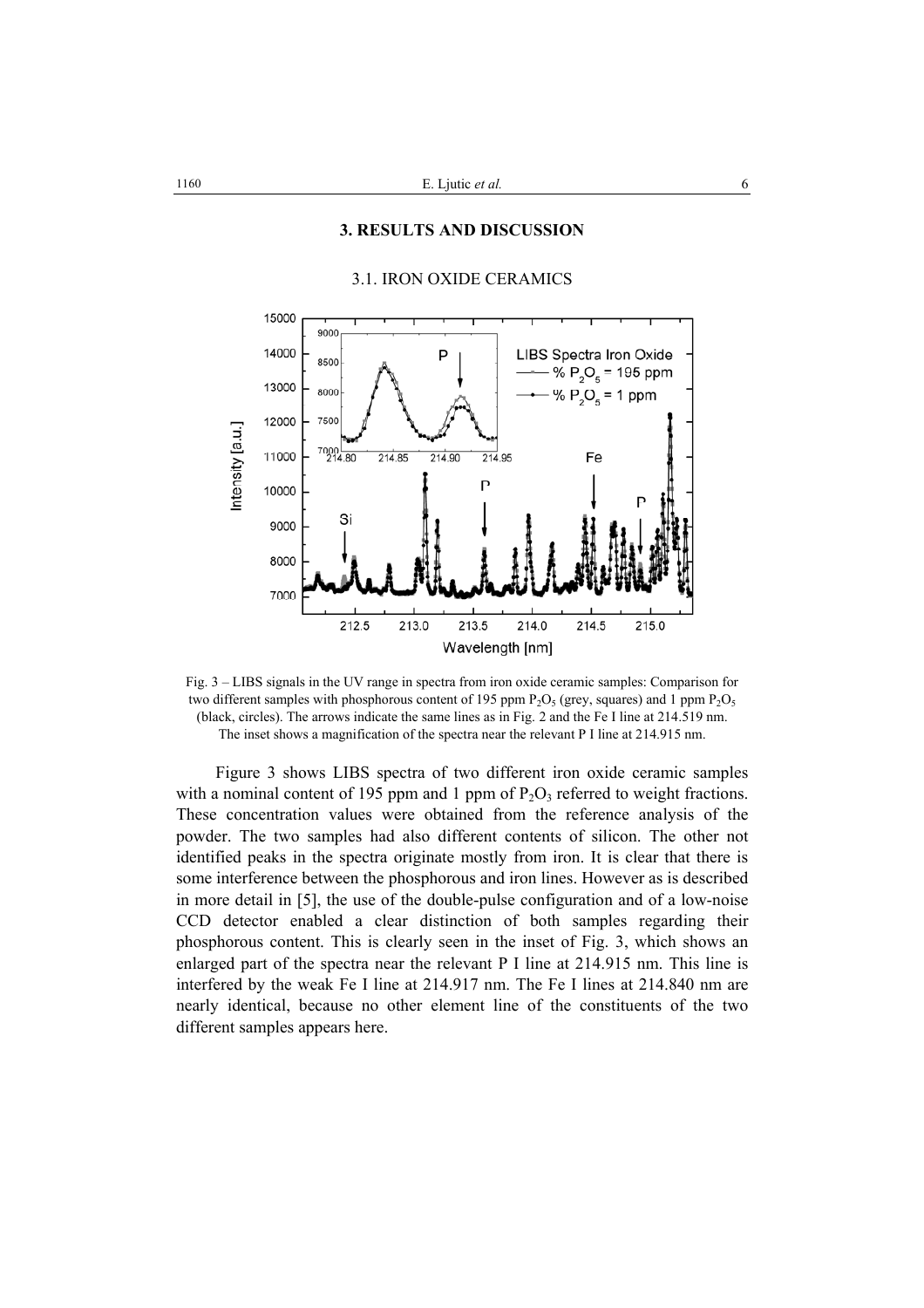## 3. RESULTS AND DISCUSSION

### 3.1. IRON OXIDE CERAMICS

Fig. 3 – LIBS signals in the UV range in spectra from iron oxide ceramic samples: Comparison for two different samples with phosphorous content of 195 ppm $P_2O_5$ (grey, squares) and 1 ppm $P_2O_5$ (black, circles). The arrows indicate the same lines as in Fig. 2 and the Fe I line at 214.519 nm. The inset shows a magnification of the spectra near the relevant P I line at 214.915 nm.

Figure 3 shows LIBS spectra of two different iron oxide ceramic samples with a nominal content of 195 ppm and 1 ppm of $P_2O_3$ referred to weight fractions. These concentration values were obtained from the reference analysis of the powder. The two samples had also different contents of silicon. The other not identified peaks in the spectra originate mostly from iron. It is clear that there is some interference between the phosphorous and iron lines. However as is described in more detail in [5], the use of the double-pulse configuration and of a low-noise CCD detector enabled a clear distinction of both samples regarding their phosphorous content. This is clearly seen in the inset of Fig. 3, which shows an enlarged part of the spectra near the relevant P I line at 214.915 nm. This line is interfered by the weak Fe I line at 214.917 nm. The Fe I lines at 214.840 nm are nearly identical, because no other element line of the constituents of the two different samples appears here.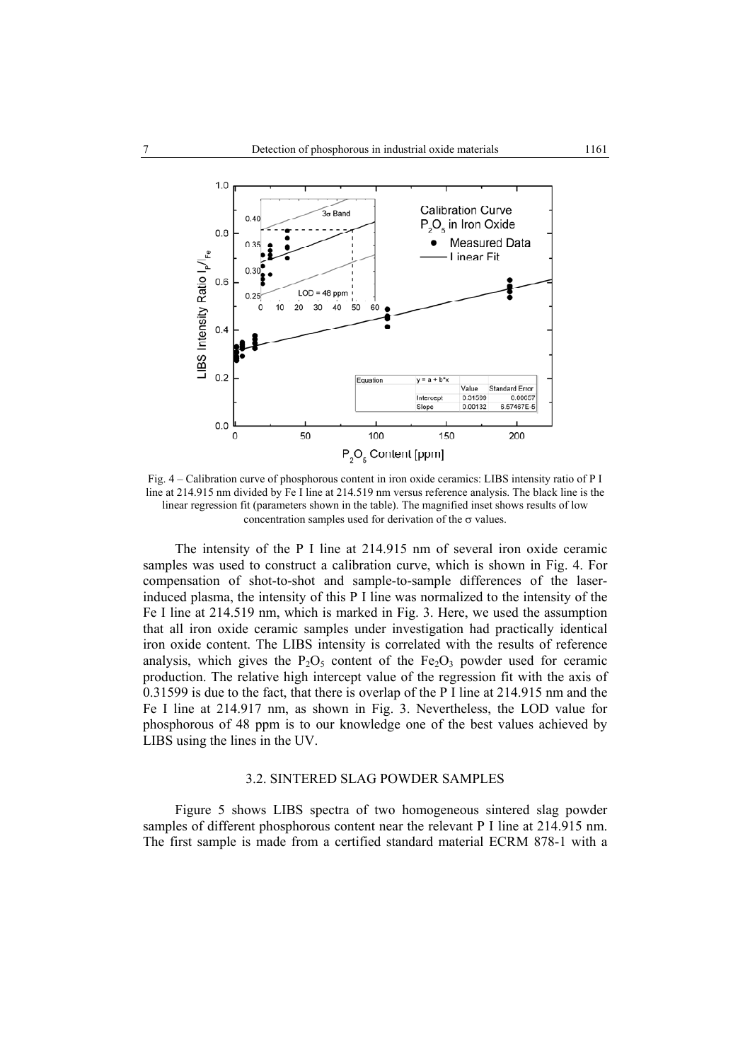Fig. 4 – Calibration curve of phosphorous content in iron oxide ceramics: LIBS intensity ratio of P I line at 214.915 nm divided by Fe I line at 214.519 nm versus reference analysis. The black line is the linear regression fit (parameters shown in the table). The magnified inset shows results of low concentration samples used for derivation of the σ values.

The intensity of the P I line at 214.915 nm of several iron oxide ceramic samples was used to construct a calibration curve, which is shown in Fig. 4. For compensation of shot-to-shot and sample-to-sample differences of the laser-induced plasma, the intensity of this P I line was normalized to the intensity of the Fe I line at 214.519 nm, which is marked in Fig. 3. Here, we used the assumption that all iron oxide ceramic samples under investigation had practically identical iron oxide content. The LIBS intensity is correlated with the results of reference analysis, which gives the $P_2O_5$ content of the $Fe_2O_3$ powder used for ceramic production. The relative high intercept value of the regression fit with the axis of 0.31599 is due to the fact, that there is overlap of the P I line at 214.915 nm and the Fe I line at 214.917 nm, as shown in Fig. 3. Nevertheless, the LOD value for phosphorous of 48 ppm is to our knowledge one of the best values achieved by LIBS using the lines in the UV.

### 3.2. SINTERED SLAG POWDER SAMPLES

Figure 5 shows LIBS spectra of two homogeneous sintered slag powder samples of different phosphorous content near the relevant P I line at 214.915 nm. The first sample is made from a certified standard material ECRM 878-1 with a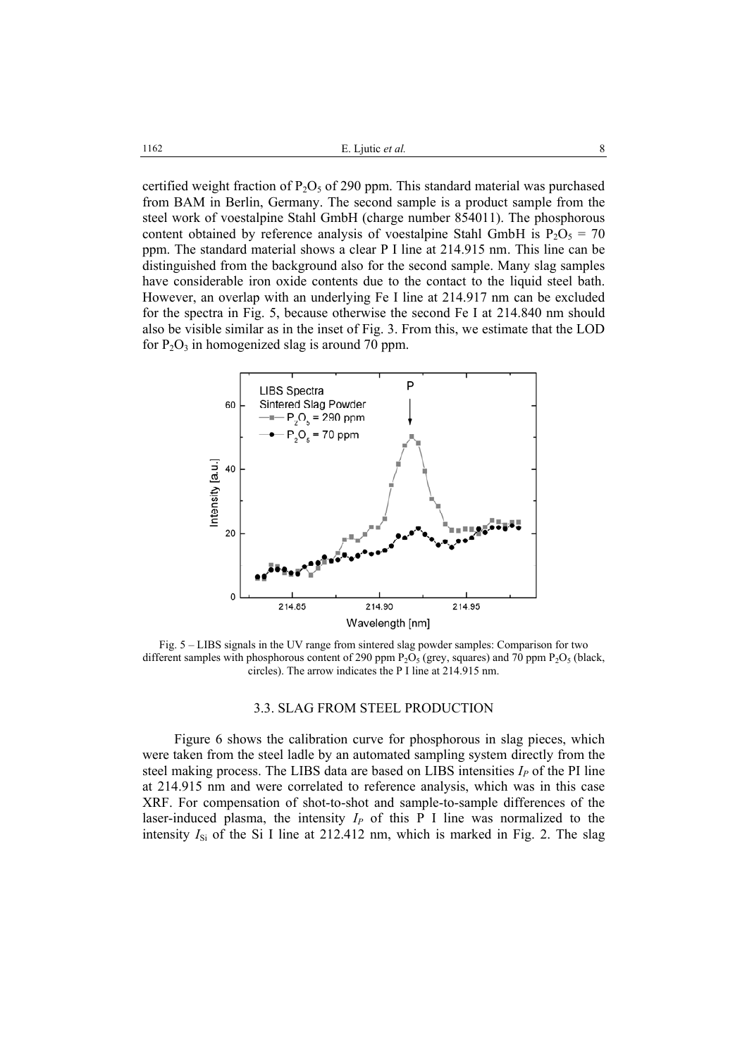certified weight fraction of $P_2O_5$ of 290 ppm. This standard material was purchased from BAM in Berlin, Germany. The second sample is a product sample from the steel work of voestalpine Stahl GmbH (charge number 854011). The phosphorous content obtained by reference analysis of voestalpine Stahl GmbH is $P_2O_5$ = 70 ppm. The standard material shows a clear P I line at 214.915 nm. This line can be distinguished from the background also for the second sample. Many slag samples have considerable iron oxide contents due to the contact to the liquid steel bath. However, an overlap with an underlying Fe I line at 214.917 nm can be excluded for the spectra in Fig. 5, because otherwise the second Fe I at 214.840 nm should also be visible similar as in the inset of Fig. 3. From this, we estimate that the LOD for $P_2O_3$ in homogenized slag is around 70 ppm.

Fig. 5 – LIBS signals in the UV range from sintered slag powder samples: Comparison for two different samples with phosphorous content of 290 ppm $P_2O_5$ (grey, squares) and 70 ppm $P_2O_5$ (black, circles). The arrow indicates the P I line at 214.915 nm.

### 3.3. SLAG FROM STEEL PRODUCTION

Figure 6 shows the calibration curve for phosphorous in slag pieces, which were taken from the steel ladle by an automated sampling system directly from the steel making process. The LIBS data are based on LIBS intensities $I_P$ of the PI line at 214.915 nm and were correlated to reference analysis, which was in this case XRF. For compensation of shot-to-shot and sample-to-sample differences of the laser-induced plasma, the intensity $I_P$ of this P I line was normalized to the intensity $I_{Si}$ of the Si I line at 212.412 nm, which is marked in Fig. 2. The slag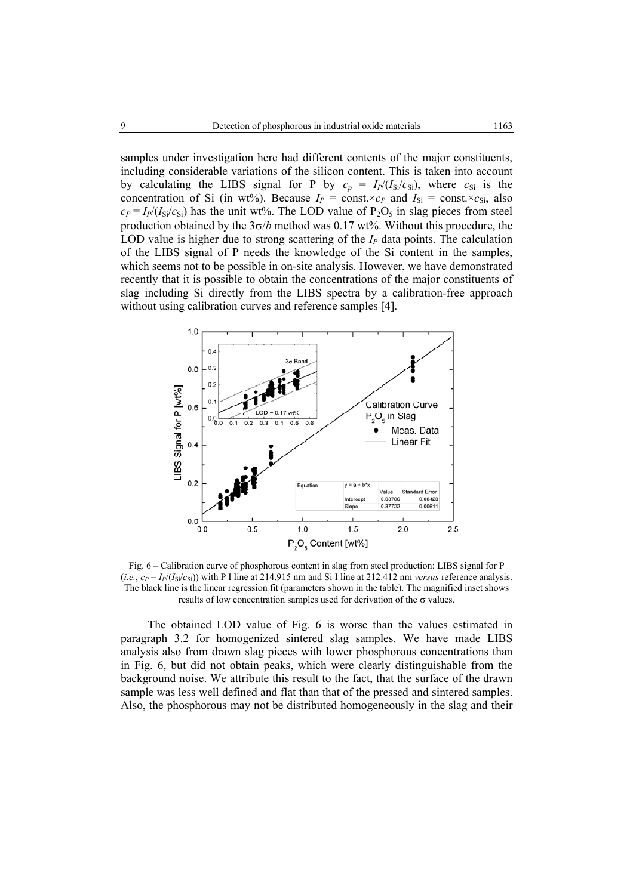samples under investigation here had different contents of the major constituents, including considerable variations of the silicon content. This is taken into account by calculating the LIBS signal for P by $c_p = I_P/(I_{Si}/c_{Si})$, where $c_{Si}$ is the concentration of Si (in wt%). Because $I_P = \text{const.}\times c_P$ and $I_{Si} = \text{const.}\times c_{Si}$, also $c_P = I_P/(I_{Si}/c_{Si})$ has the unit wt%. The LOD value of $P_2O_5$ in slag pieces from steel production obtained by the $3\sigma/b$ method was 0.17 wt%. Without this procedure, the LOD value is higher due to strong scattering of the $I_P$ data points. The calculation of the LIBS signal of P needs the knowledge of the Si content in the samples, which seems not to be possible in on-site analysis. However, we have demonstrated recently that it is possible to obtain the concentrations of the major constituents of slag including Si directly from the LIBS spectra by a calibration-free approach without using calibration curves and reference samples [4].

Fig. 6 – Calibration curve of phosphorous content in slag from steel production: LIBS signal for P (*i.e.*, $c_P = I_P/(I_{Si}/c_{Si})$) with P I line at 214.915 nm and Si I line at 212.412 nm *versus* reference analysis. The black line is the linear regression fit (parameters shown in the table). The magnified inset shows results of low concentration samples used for derivation of the $\sigma$ values.

The obtained LOD value of Fig. 6 is worse than the values estimated in paragraph 3.2 for homogenized sintered slag samples. We have made LIBS analysis also from drawn slag pieces with lower phosphorous concentrations than in Fig. 6, but did not obtain peaks, which were clearly distinguishable from the background noise. We attribute this result to the fact, that the surface of the drawn sample was less well defined and flat than that of the pressed and sintered samples. Also, the phosphorous may not be distributed homogeneously in the slag and their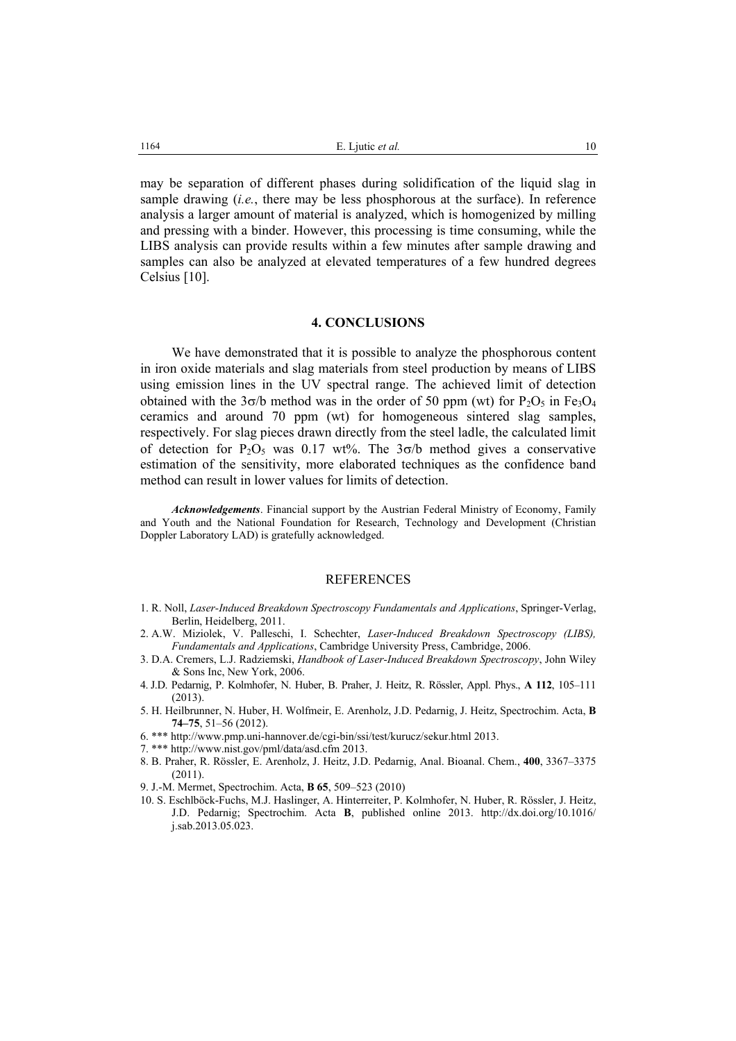may be separation of different phases during solidification of the liquid slag in sample drawing (*i.e.*, there may be less phosphorous at the surface). In reference analysis a larger amount of material is analyzed, which is homogenized by milling and pressing with a binder. However, this processing is time consuming, while the LIBS analysis can provide results within a few minutes after sample drawing and samples can also be analyzed at elevated temperatures of a few hundred degrees Celsius [10].

## 4. CONCLUSIONS

We have demonstrated that it is possible to analyze the phosphorous content in iron oxide materials and slag materials from steel production by means of LIBS using emission lines in the UV spectral range. The achieved limit of detection obtained with the $3\sigma/b$ method was in the order of 50 ppm (wt) for $P_2O_5$ in $Fe_3O_4$ ceramics and around 70 ppm (wt) for homogeneous sintered slag samples, respectively. For slag pieces drawn directly from the steel ladle, the calculated limit of detection for $P_2O_5$ was 0.17 wt%. The $3\sigma/b$ method gives a conservative estimation of the sensitivity, more elaborated techniques as the confidence band method can result in lower values for limits of detection.

***Acknowledgements***. Financial support by the Austrian Federal Ministry of Economy, Family and Youth and the National Foundation for Research, Technology and Development (Christian Doppler Laboratory LAD) is gratefully acknowledged.

## REFERENCES

1. R. Noll, *Laser-Induced Breakdown Spectroscopy Fundamentals and Applications*, Springer-Verlag, Berlin, Heidelberg, 2011.
2. A.W. Miziolek, V. Palleschi, I. Schechter, *Laser-Induced Breakdown Spectroscopy (LIBS), Fundamentals and Applications*, Cambridge University Press, Cambridge, 2006.
3. D.A. Cremers, L.J. Radziemski, *Handbook of Laser-Induced Breakdown Spectroscopy*, John Wiley & Sons Inc, New York, 2006.
4. J.D. Pedarnig, P. Kolmhofer, N. Huber, B. Praher, J. Heitz, R. Rössler, Appl. Phys., **A 112**, 105–111 (2013).
5. H. Heilbrunner, N. Huber, H. Wolfmeir, E. Arenholz, J.D. Pedarnig, J. Heitz, Spectrochim. Acta, **B 74–75**, 51–56 (2012).
6. *** http://www.pmp.uni-hannover.de/cgi-bin/ssi/test/kurucz/sekur.html 2013.
7. *** http://www.nist.gov/pml/data/asd.cfm 2013.
8. B. Praher, R. Rössler, E. Arenholz, J. Heitz, J.D. Pedarnig, Anal. Bioanal. Chem., **400**, 3367–3375 (2011).
9. J.-M. Mermet, Spectrochim. Acta, **B 65**, 509–523 (2010)
10. S. Eschlböck-Fuchs, M.J. Haslinger, A. Hinterreiter, P. Kolmhofer, N. Huber, R. Rössler, J. Heitz, J.D. Pedarnig; Spectrochim. Acta **B**, published online 2013. http://dx.doi.org/10.1016/j.sab.2013.05.023.